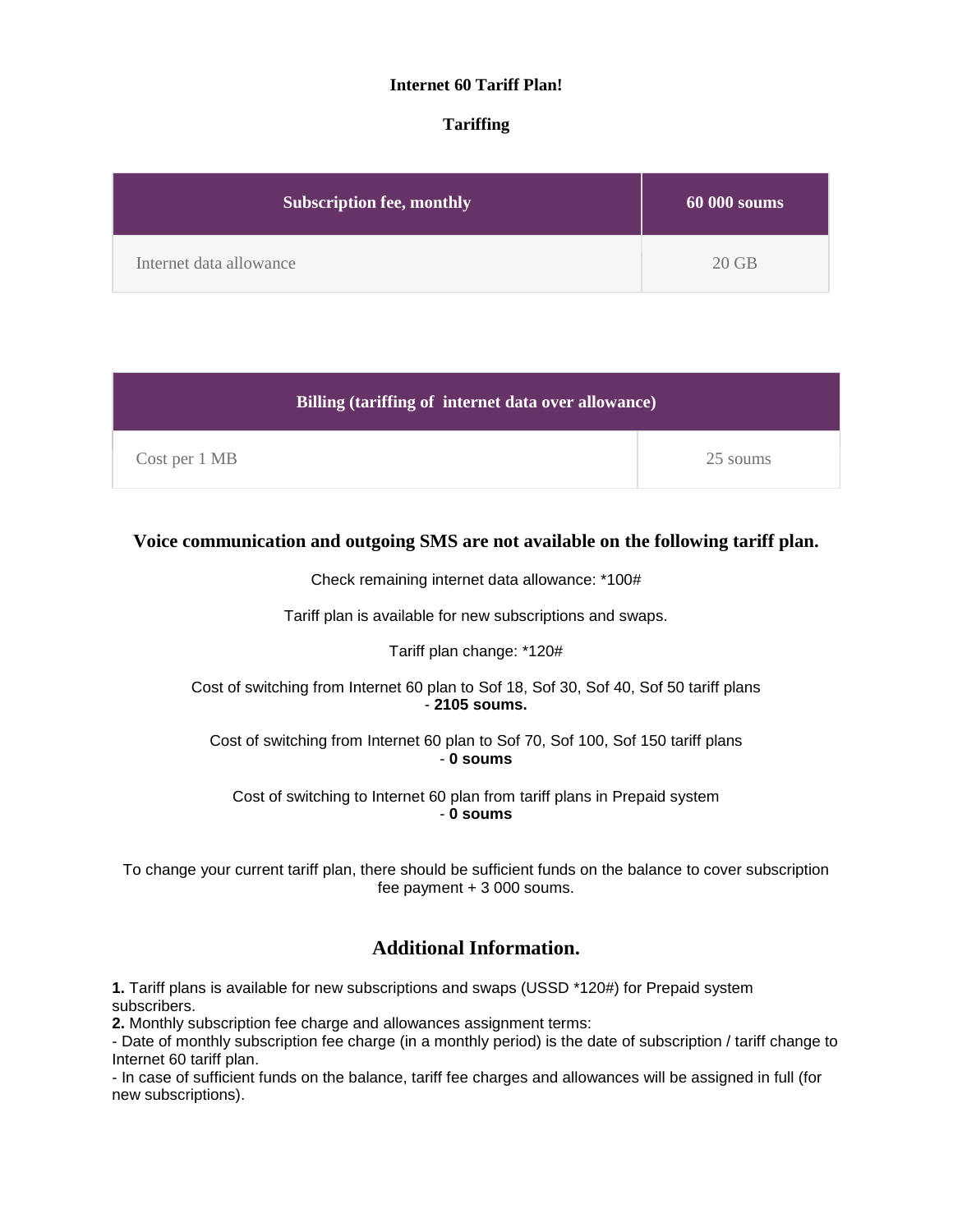**Internet 60 Tariff Plan!**

**Tariffing**

| **Subscription fee, monthly** | **60 000 soums** |
|---|---|
| Internet data allowance | 20 GB |

| **Billing (tariffing of internet data over allowance)** | |
|---|---|
| Cost per 1 MB | 25 soums |

## Voice communication and outgoing SMS are not available on the following tariff plan.

Check remaining internet data allowance: *100#

Tariff plan is available for new subscriptions and swaps.

Tariff plan change: *120#

Cost of switching from Internet 60 plan to Sof 18, Sof 30, Sof 40, Sof 50 tariff plans - **2105 soums.**

Cost of switching from Internet 60 plan to Sof 70, Sof 100, Sof 150 tariff plans - **0 soums**

Cost of switching to Internet 60 plan from tariff plans in Prepaid system - **0 soums**

To change your current tariff plan, there should be sufficient funds on the balance to cover subscription fee payment + 3 000 soums.

## Additional Information.

**1.** Tariff plans is available for new subscriptions and swaps (USSD *120#) for Prepaid system subscribers.
**2.** Monthly subscription fee charge and allowances assignment terms:
- Date of monthly subscription fee charge (in a monthly period) is the date of subscription / tariff change to Internet 60 tariff plan.
- In case of sufficient funds on the balance, tariff fee charges and allowances will be assigned in full (for new subscriptions).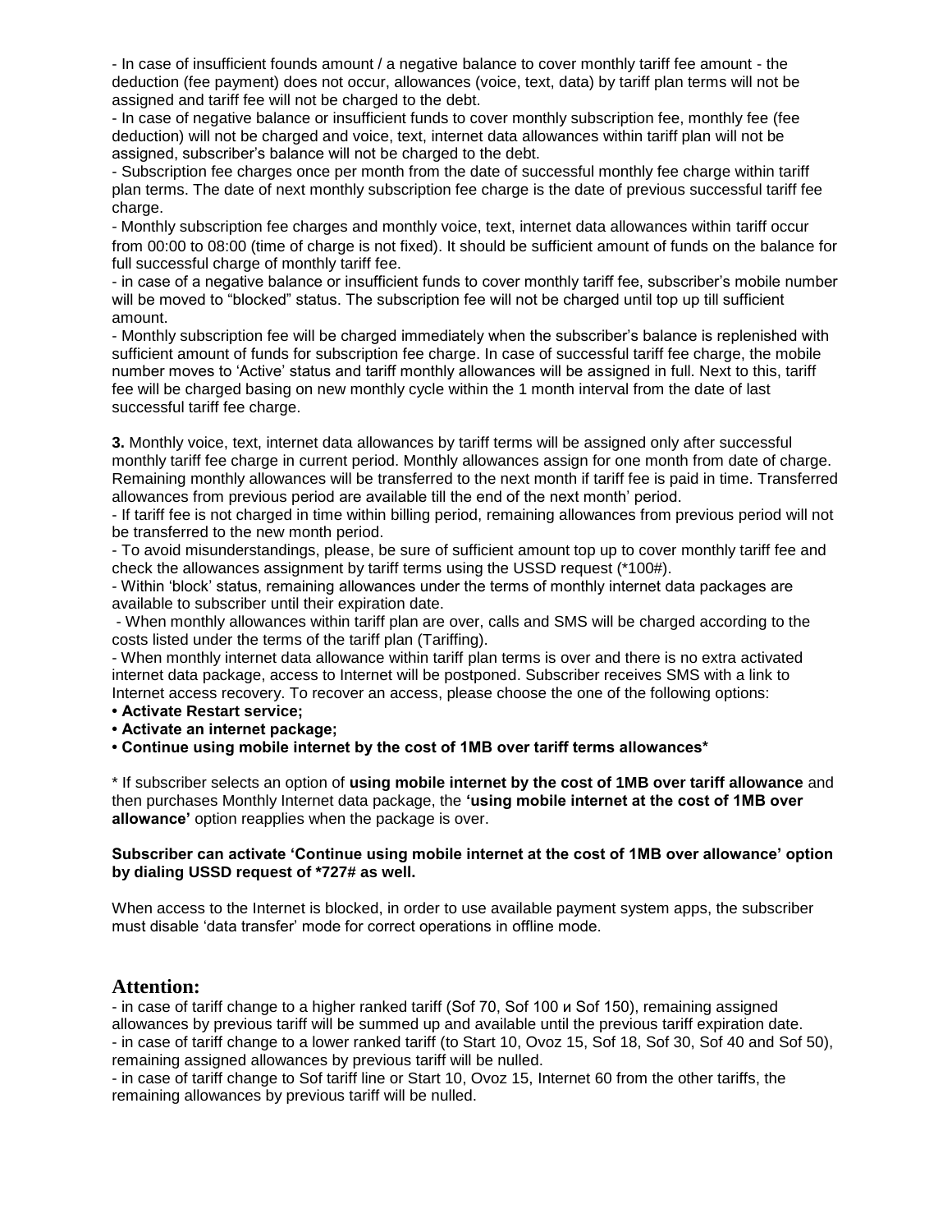- In case of insufficient founds amount / a negative balance to cover monthly tariff fee amount - the deduction (fee payment) does not occur, allowances (voice, text, data) by tariff plan terms will not be assigned and tariff fee will not be charged to the debt.

- In case of negative balance or insufficient funds to cover monthly subscription fee, monthly fee (fee deduction) will not be charged and voice, text, internet data allowances within tariff plan will not be assigned, subscriber's balance will not be charged to the debt.

- Subscription fee charges once per month from the date of successful monthly fee charge within tariff plan terms. The date of next monthly subscription fee charge is the date of previous successful tariff fee charge.

- Monthly subscription fee charges and monthly voice, text, internet data allowances within tariff occur from 00:00 to 08:00 (time of charge is not fixed). It should be sufficient amount of funds on the balance for full successful charge of monthly tariff fee.

- in case of a negative balance or insufficient funds to cover monthly tariff fee, subscriber's mobile number will be moved to "blocked" status. The subscription fee will not be charged until top up till sufficient amount.

- Monthly subscription fee will be charged immediately when the subscriber's balance is replenished with sufficient amount of funds for subscription fee charge. In case of successful tariff fee charge, the mobile number moves to 'Active' status and tariff monthly allowances will be assigned in full. Next to this, tariff fee will be charged basing on new monthly cycle within the 1 month interval from the date of last successful tariff fee charge.

**3.** Monthly voice, text, internet data allowances by tariff terms will be assigned only after successful monthly tariff fee charge in current period. Monthly allowances assign for one month from date of charge. Remaining monthly allowances will be transferred to the next month if tariff fee is paid in time. Transferred allowances from previous period are available till the end of the next month' period.

- If tariff fee is not charged in time within billing period, remaining allowances from previous period will not be transferred to the new month period.

- To avoid misunderstandings, please, be sure of sufficient amount top up to cover monthly tariff fee and check the allowances assignment by tariff terms using the USSD request (*100#).

- Within 'block' status, remaining allowances under the terms of monthly internet data packages are available to subscriber until their expiration date.

- When monthly allowances within tariff plan are over, calls and SMS will be charged according to the costs listed under the terms of the tariff plan (Tariffing).

- When monthly internet data allowance within tariff plan terms is over and there is no extra activated internet data package, access to Internet will be postponed. Subscriber receives SMS with a link to Internet access recovery. To recover an access, please choose the one of the following options:

- **Activate Restart service;**
- **Activate an internet package;**
- **Continue using mobile internet by the cost of 1MB over tariff terms allowances***

* If subscriber selects an option of **using mobile internet by the cost of 1MB over tariff allowance** and then purchases Monthly Internet data package, the **'using mobile internet at the cost of 1MB over allowance'** option reapplies when the package is over.

**Subscriber can activate 'Continue using mobile internet at the cost of 1MB over allowance' option by dialing USSD request of *727# as well.**

When access to the Internet is blocked, in order to use available payment system apps, the subscriber must disable 'data transfer' mode for correct operations in offline mode.

## Attention:

- in case of tariff change to a higher ranked tariff (Sof 70, Sof 100 и Sof 150), remaining assigned allowances by previous tariff will be summed up and available until the previous tariff expiration date.

- in case of tariff change to a lower ranked tariff (to Start 10, Ovoz 15, Sof 18, Sof 30, Sof 40 and Sof 50), remaining assigned allowances by previous tariff will be nulled.

- in case of tariff change to Sof tariff line or Start 10, Ovoz 15, Internet 60 from the other tariffs, the remaining allowances by previous tariff will be nulled.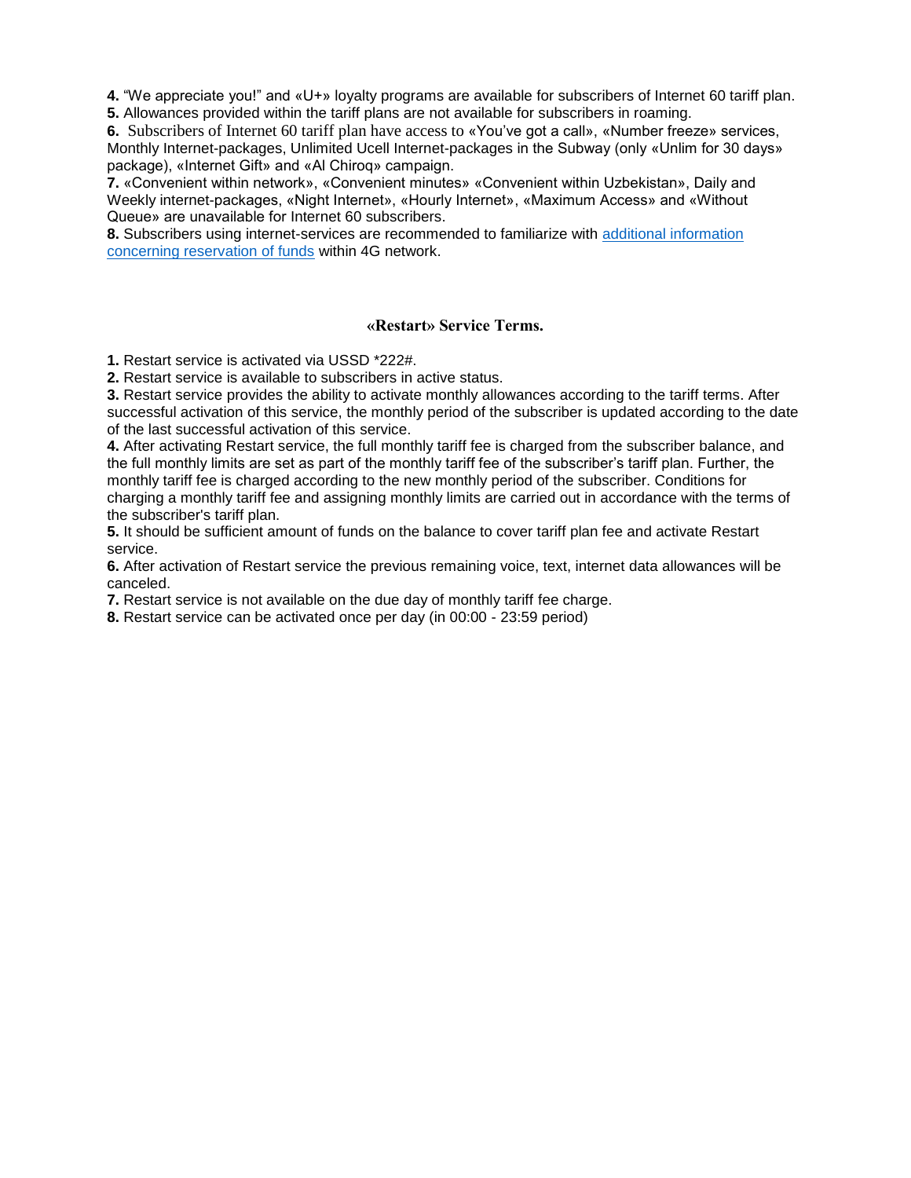**4.** “We appreciate you!” and «U+» loyalty programs are available for subscribers of Internet 60 tariff plan.
**5.** Allowances provided within the tariff plans are not available for subscribers in roaming.
**6.** Subscribers of Internet 60 tariff plan have access to «You've got a call», «Number freeze» services, Monthly Internet-packages, Unlimited Ucell Internet-packages in the Subway (only «Unlim for 30 days» package), «Internet Gift» and «Al Chiroq» campaign.
**7.** «Convenient within network», «Convenient minutes» «Convenient within Uzbekistan», Daily and Weekly internet-packages, «Night Internet», «Hourly Internet», «Maximum Access» and «Without Queue» are unavailable for Internet 60 subscribers.
**8.** Subscribers using internet-services are recommended to familiarize with additional information concerning reservation of funds within 4G network.

### «Restart» Service Terms.

**1.** Restart service is activated via USSD *222#.
**2.** Restart service is available to subscribers in active status.
**3.** Restart service provides the ability to activate monthly allowances according to the tariff terms. After successful activation of this service, the monthly period of the subscriber is updated according to the date of the last successful activation of this service.
**4.** After activating Restart service, the full monthly tariff fee is charged from the subscriber balance, and the full monthly limits are set as part of the monthly tariff fee of the subscriber's tariff plan. Further, the monthly tariff fee is charged according to the new monthly period of the subscriber. Conditions for charging a monthly tariff fee and assigning monthly limits are carried out in accordance with the terms of the subscriber's tariff plan.
**5.** It should be sufficient amount of funds on the balance to cover tariff plan fee and activate Restart service.
**6.** After activation of Restart service the previous remaining voice, text, internet data allowances will be canceled.
**7.** Restart service is not available on the due day of monthly tariff fee charge.
**8.** Restart service can be activated once per day (in 00:00 - 23:59 period)